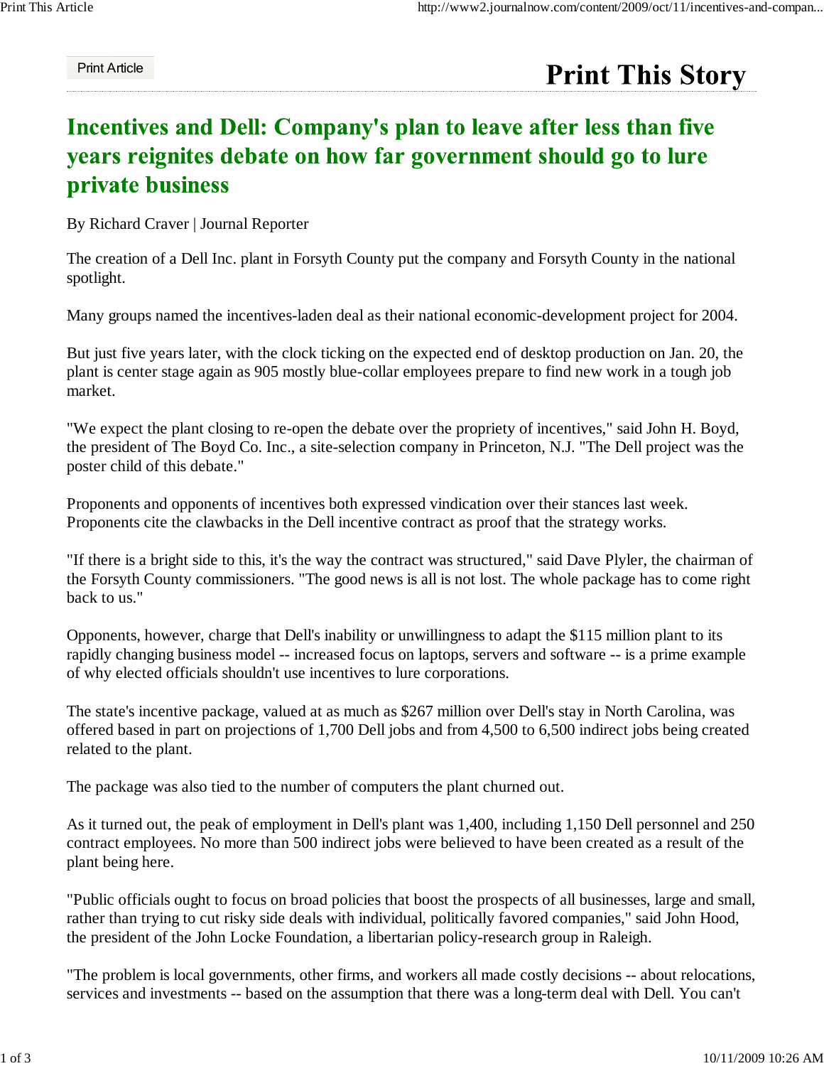# Incentives and Dell: Company's plan to leave after less than five years reignites debate on how far government should go to lure private business

By Richard Craver | Journal Reporter

The creation of a Dell Inc. plant in Forsyth County put the company and Forsyth County in the national spotlight.

Many groups named the incentives-laden deal as their national economic-development project for 2004.

But just five years later, with the clock ticking on the expected end of desktop production on Jan. 20, the plant is center stage again as 905 mostly blue-collar employees prepare to find new work in a tough job market.

"We expect the plant closing to re-open the debate over the propriety of incentives," said John H. Boyd, the president of The Boyd Co. Inc., a site-selection company in Princeton, N.J. "The Dell project was the poster child of this debate."

Proponents and opponents of incentives both expressed vindication over their stances last week. Proponents cite the clawbacks in the Dell incentive contract as proof that the strategy works.

"If there is a bright side to this, it's the way the contract was structured," said Dave Plyler, the chairman of the Forsyth County commissioners. "The good news is all is not lost. The whole package has to come right back to us."

Opponents, however, charge that Dell's inability or unwillingness to adapt the $115 million plant to its rapidly changing business model -- increased focus on laptops, servers and software -- is a prime example of why elected officials shouldn't use incentives to lure corporations.

The state's incentive package, valued at as much as $267 million over Dell's stay in North Carolina, was offered based in part on projections of 1,700 Dell jobs and from 4,500 to 6,500 indirect jobs being created related to the plant.

The package was also tied to the number of computers the plant churned out.

As it turned out, the peak of employment in Dell's plant was 1,400, including 1,150 Dell personnel and 250 contract employees. No more than 500 indirect jobs were believed to have been created as a result of the plant being here.

"Public officials ought to focus on broad policies that boost the prospects of all businesses, large and small, rather than trying to cut risky side deals with individual, politically favored companies," said John Hood, the president of the John Locke Foundation, a libertarian policy-research group in Raleigh.

"The problem is local governments, other firms, and workers all made costly decisions -- about relocations, services and investments -- based on the assumption that there was a long-term deal with Dell. You can't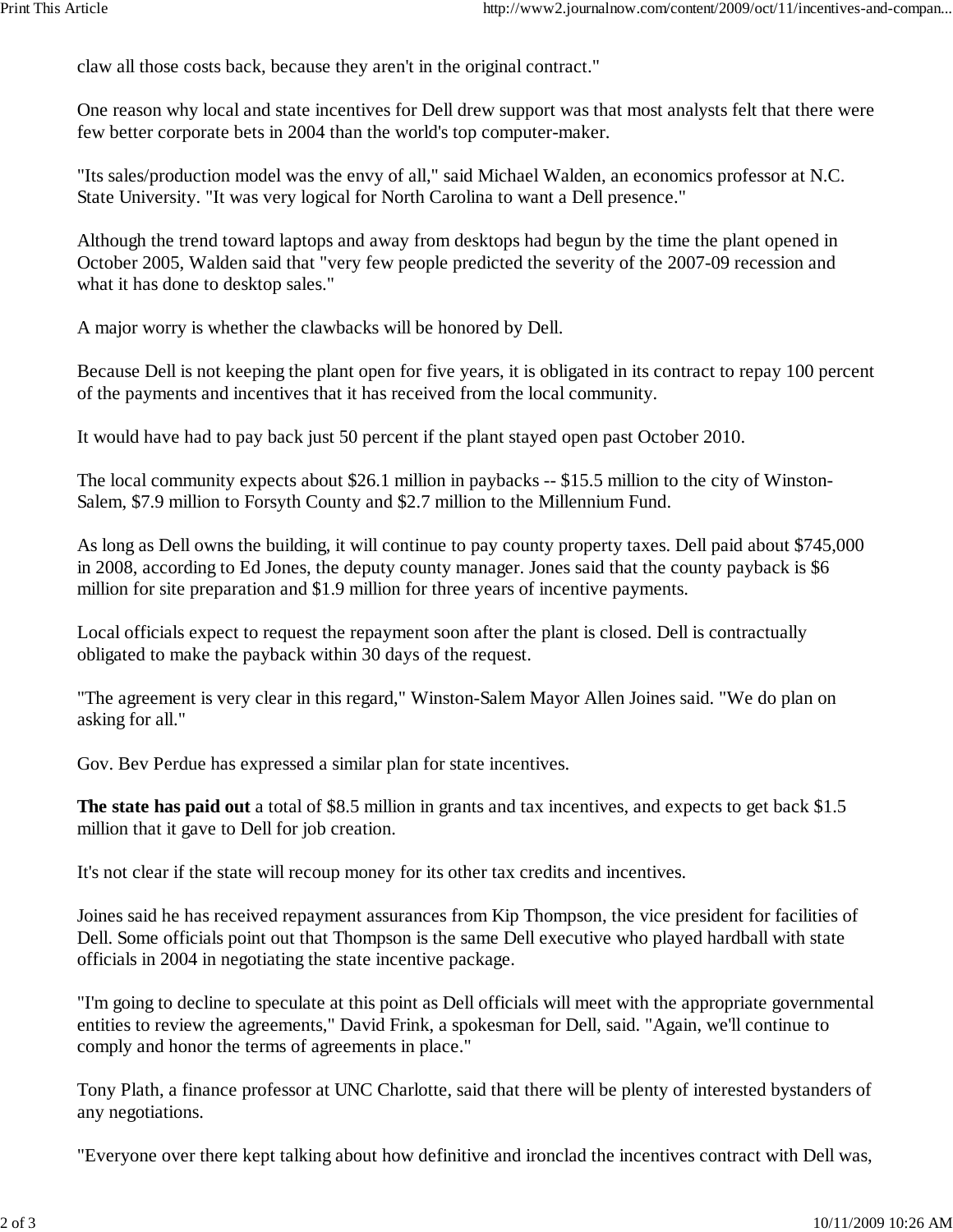claw all those costs back, because they aren't in the original contract."

One reason why local and state incentives for Dell drew support was that most analysts felt that there were few better corporate bets in 2004 than the world's top computer-maker.

"Its sales/production model was the envy of all," said Michael Walden, an economics professor at N.C. State University. "It was very logical for North Carolina to want a Dell presence."

Although the trend toward laptops and away from desktops had begun by the time the plant opened in October 2005, Walden said that "very few people predicted the severity of the 2007-09 recession and what it has done to desktop sales."

A major worry is whether the clawbacks will be honored by Dell.

Because Dell is not keeping the plant open for five years, it is obligated in its contract to repay 100 percent of the payments and incentives that it has received from the local community.

It would have had to pay back just 50 percent if the plant stayed open past October 2010.

The local community expects about $26.1 million in paybacks -- $15.5 million to the city of Winston-Salem, $7.9 million to Forsyth County and $2.7 million to the Millennium Fund.

As long as Dell owns the building, it will continue to pay county property taxes. Dell paid about $745,000 in 2008, according to Ed Jones, the deputy county manager. Jones said that the county payback is $6 million for site preparation and $1.9 million for three years of incentive payments.

Local officials expect to request the repayment soon after the plant is closed. Dell is contractually obligated to make the payback within 30 days of the request.

"The agreement is very clear in this regard," Winston-Salem Mayor Allen Joines said. "We do plan on asking for all."

Gov. Bev Perdue has expressed a similar plan for state incentives.

**The state has paid out** a total of $8.5 million in grants and tax incentives, and expects to get back $1.5 million that it gave to Dell for job creation.

It's not clear if the state will recoup money for its other tax credits and incentives.

Joines said he has received repayment assurances from Kip Thompson, the vice president for facilities of Dell. Some officials point out that Thompson is the same Dell executive who played hardball with state officials in 2004 in negotiating the state incentive package.

"I'm going to decline to speculate at this point as Dell officials will meet with the appropriate governmental entities to review the agreements," David Frink, a spokesman for Dell, said. "Again, we'll continue to comply and honor the terms of agreements in place."

Tony Plath, a finance professor at UNC Charlotte, said that there will be plenty of interested bystanders of any negotiations.

"Everyone over there kept talking about how definitive and ironclad the incentives contract with Dell was,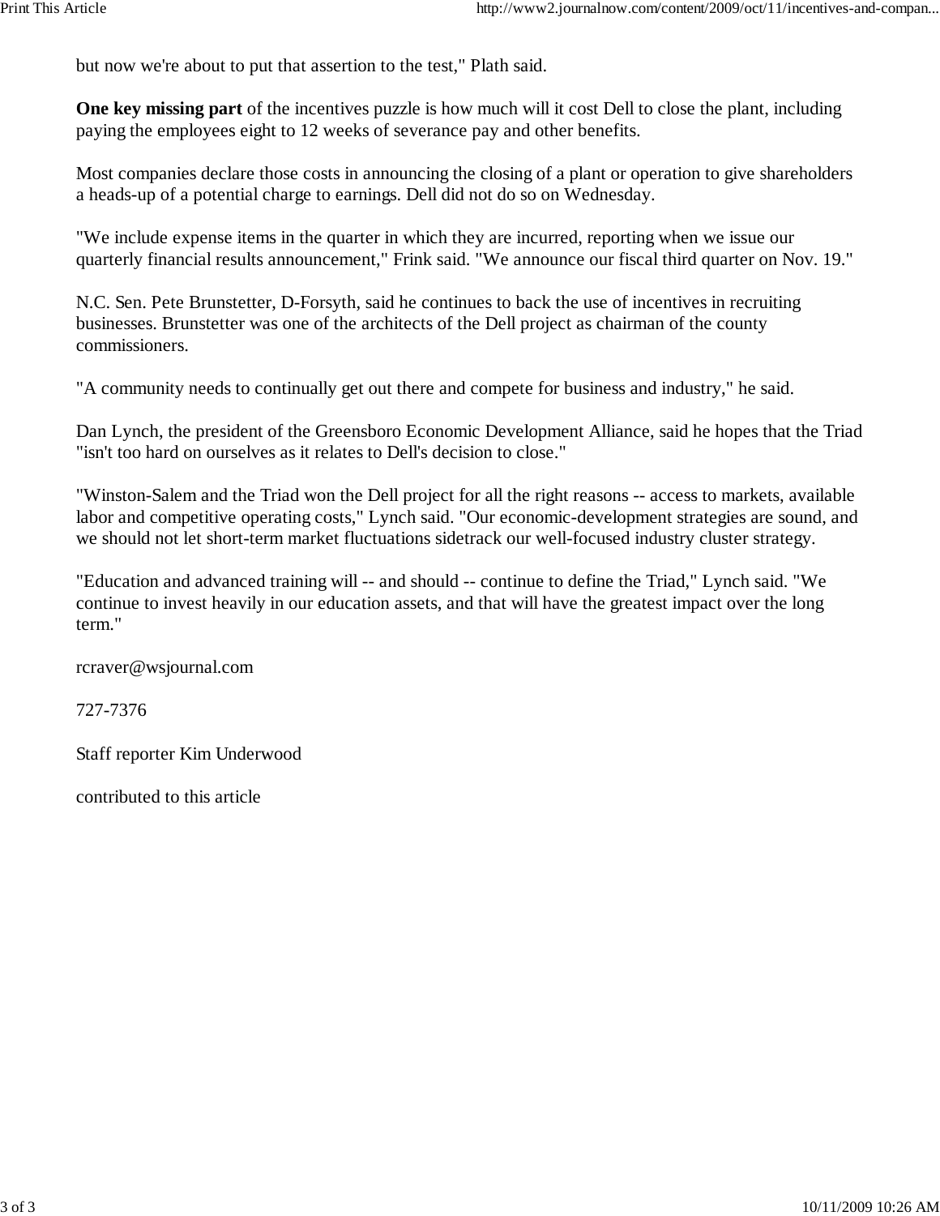but now we're about to put that assertion to the test," Plath said.

**One key missing part** of the incentives puzzle is how much will it cost Dell to close the plant, including paying the employees eight to 12 weeks of severance pay and other benefits.

Most companies declare those costs in announcing the closing of a plant or operation to give shareholders a heads-up of a potential charge to earnings. Dell did not do so on Wednesday.

"We include expense items in the quarter in which they are incurred, reporting when we issue our quarterly financial results announcement," Frink said. "We announce our fiscal third quarter on Nov. 19."

N.C. Sen. Pete Brunstetter, D-Forsyth, said he continues to back the use of incentives in recruiting businesses. Brunstetter was one of the architects of the Dell project as chairman of the county commissioners.

"A community needs to continually get out there and compete for business and industry," he said.

Dan Lynch, the president of the Greensboro Economic Development Alliance, said he hopes that the Triad "isn't too hard on ourselves as it relates to Dell's decision to close."

"Winston-Salem and the Triad won the Dell project for all the right reasons -- access to markets, available labor and competitive operating costs," Lynch said. "Our economic-development strategies are sound, and we should not let short-term market fluctuations sidetrack our well-focused industry cluster strategy.

"Education and advanced training will -- and should -- continue to define the Triad," Lynch said. "We continue to invest heavily in our education assets, and that will have the greatest impact over the long term."

rcraver@wsjournal.com

727-7376

Staff reporter Kim Underwood

contributed to this article